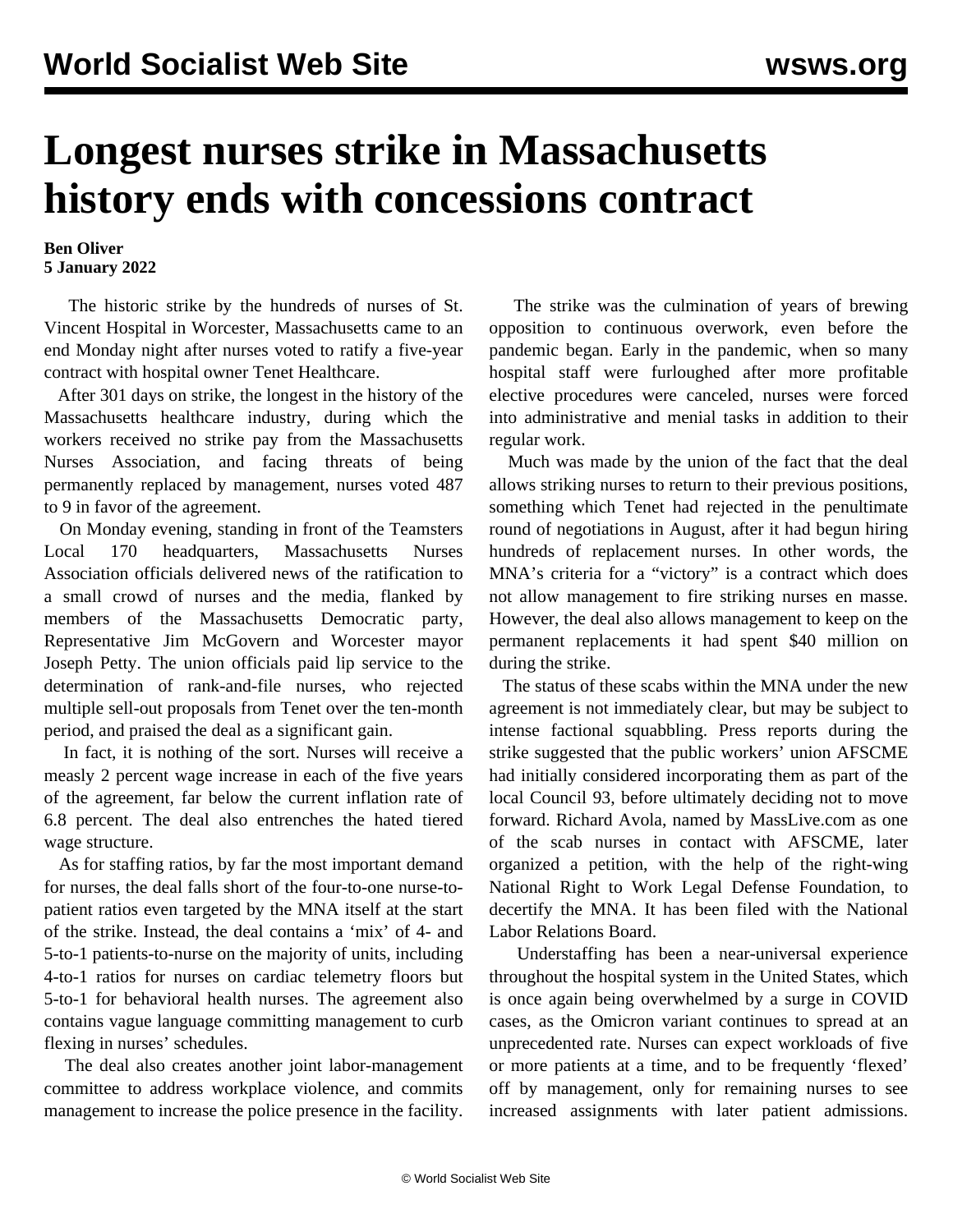# Longest nurses strike in Massachusetts history ends with concessions contract

**Ben Oliver**
**5 January 2022**

The historic strike by the hundreds of nurses of St. Vincent Hospital in Worcester, Massachusetts came to an end Monday night after nurses voted to ratify a five-year contract with hospital owner Tenet Healthcare.

After 301 days on strike, the longest in the history of the Massachusetts healthcare industry, during which the workers received no strike pay from the Massachusetts Nurses Association, and facing threats of being permanently replaced by management, nurses voted 487 to 9 in favor of the agreement.

On Monday evening, standing in front of the Teamsters Local 170 headquarters, Massachusetts Nurses Association officials delivered news of the ratification to a small crowd of nurses and the media, flanked by members of the Massachusetts Democratic party, Representative Jim McGovern and Worcester mayor Joseph Petty. The union officials paid lip service to the determination of rank-and-file nurses, who rejected multiple sell-out proposals from Tenet over the ten-month period, and praised the deal as a significant gain.

In fact, it is nothing of the sort. Nurses will receive a measly 2 percent wage increase in each of the five years of the agreement, far below the current inflation rate of 6.8 percent. The deal also entrenches the hated tiered wage structure.

As for staffing ratios, by far the most important demand for nurses, the deal falls short of the four-to-one nurse-to-patient ratios even targeted by the MNA itself at the start of the strike. Instead, the deal contains a 'mix' of 4- and 5-to-1 patients-to-nurse on the majority of units, including 4-to-1 ratios for nurses on cardiac telemetry floors but 5-to-1 for behavioral health nurses. The agreement also contains vague language committing management to curb flexing in nurses' schedules.

The deal also creates another joint labor-management committee to address workplace violence, and commits management to increase the police presence in the facility.

The strike was the culmination of years of brewing opposition to continuous overwork, even before the pandemic began. Early in the pandemic, when so many hospital staff were furloughed after more profitable elective procedures were canceled, nurses were forced into administrative and menial tasks in addition to their regular work.

Much was made by the union of the fact that the deal allows striking nurses to return to their previous positions, something which Tenet had rejected in the penultimate round of negotiations in August, after it had begun hiring hundreds of replacement nurses. In other words, the MNA's criteria for a "victory" is a contract which does not allow management to fire striking nurses en masse. However, the deal also allows management to keep on the permanent replacements it had spent $40 million on during the strike.

The status of these scabs within the MNA under the new agreement is not immediately clear, but may be subject to intense factional squabbling. Press reports during the strike suggested that the public workers' union AFSCME had initially considered incorporating them as part of the local Council 93, before ultimately deciding not to move forward. Richard Avola, named by MassLive.com as one of the scab nurses in contact with AFSCME, later organized a petition, with the help of the right-wing National Right to Work Legal Defense Foundation, to decertify the MNA. It has been filed with the National Labor Relations Board.

Understaffing has been a near-universal experience throughout the hospital system in the United States, which is once again being overwhelmed by a surge in COVID cases, as the Omicron variant continues to spread at an unprecedented rate. Nurses can expect workloads of five or more patients at a time, and to be frequently 'flexed' off by management, only for remaining nurses to see increased assignments with later patient admissions.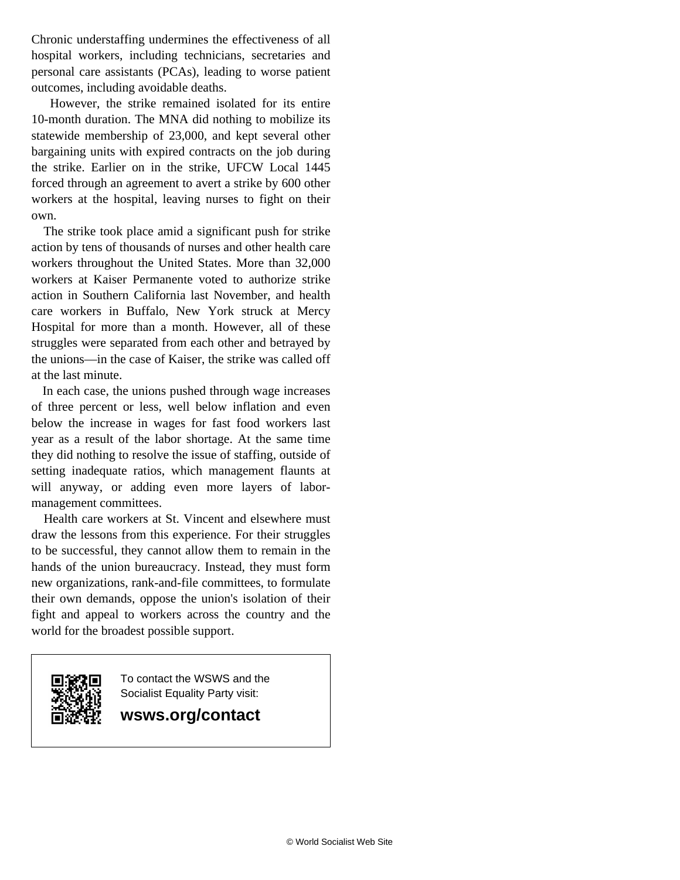Chronic understaffing undermines the effectiveness of all hospital workers, including technicians, secretaries and personal care assistants (PCAs), leading to worse patient outcomes, including avoidable deaths.

However, the strike remained isolated for its entire 10-month duration. The MNA did nothing to mobilize its statewide membership of 23,000, and kept several other bargaining units with expired contracts on the job during the strike. Earlier on in the strike, UFCW Local 1445 forced through an agreement to avert a strike by 600 other workers at the hospital, leaving nurses to fight on their own.

The strike took place amid a significant push for strike action by tens of thousands of nurses and other health care workers throughout the United States. More than 32,000 workers at Kaiser Permanente voted to authorize strike action in Southern California last November, and health care workers in Buffalo, New York struck at Mercy Hospital for more than a month. However, all of these struggles were separated from each other and betrayed by the unions—in the case of Kaiser, the strike was called off at the last minute.

In each case, the unions pushed through wage increases of three percent or less, well below inflation and even below the increase in wages for fast food workers last year as a result of the labor shortage. At the same time they did nothing to resolve the issue of staffing, outside of setting inadequate ratios, which management flaunts at will anyway, or adding even more layers of labor-management committees.

Health care workers at St. Vincent and elsewhere must draw the lessons from this experience. For their struggles to be successful, they cannot allow them to remain in the hands of the union bureaucracy. Instead, they must form new organizations, rank-and-file committees, to formulate their own demands, oppose the union's isolation of their fight and appeal to workers across the country and the world for the broadest possible support.

To contact the WSWS and the Socialist Equality Party visit:

**wsws.org/contact**